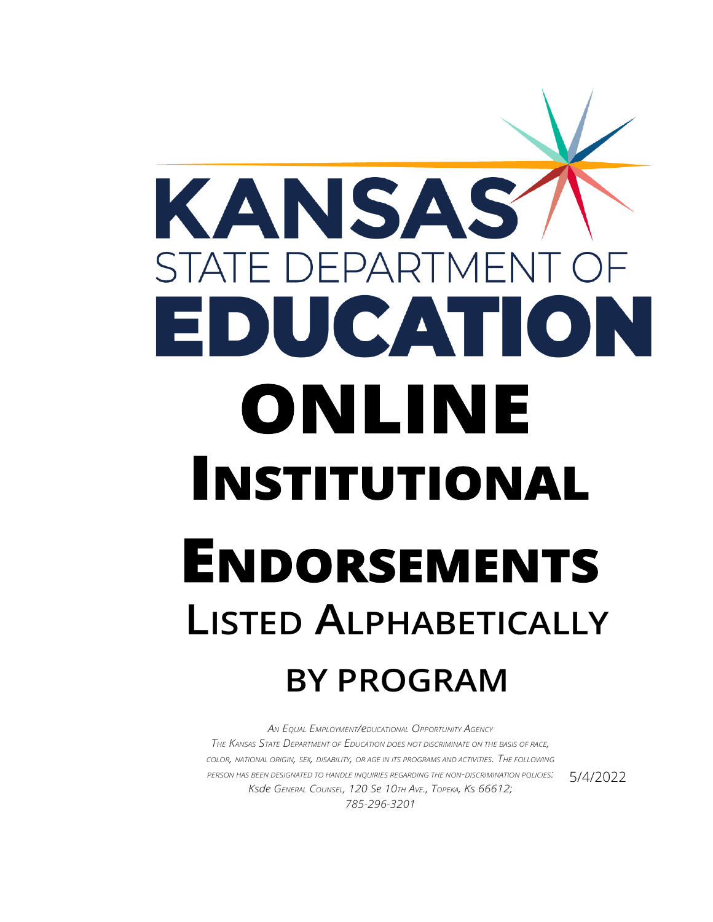# KANSAS STATE DEPARTMENT OF EDUCATION

# ONLINE INSTITUTIONAL ENDORSEMENTS

## LISTED ALPHABETICALLY BY PROGRAM

*An Equal Employment/educational Opportunity Agency*
*The Kansas State Department of Education does not discriminate on the basis of race, color, national origin, sex, disability, or age in its programs and activities. The following person has been designated to handle inquiries regarding the non-discrimination policies:*
*Ksde General Counsel, 120 Se 10th Ave., Topeka, Ks 66612;*
*785-296-3201*

5/4/2022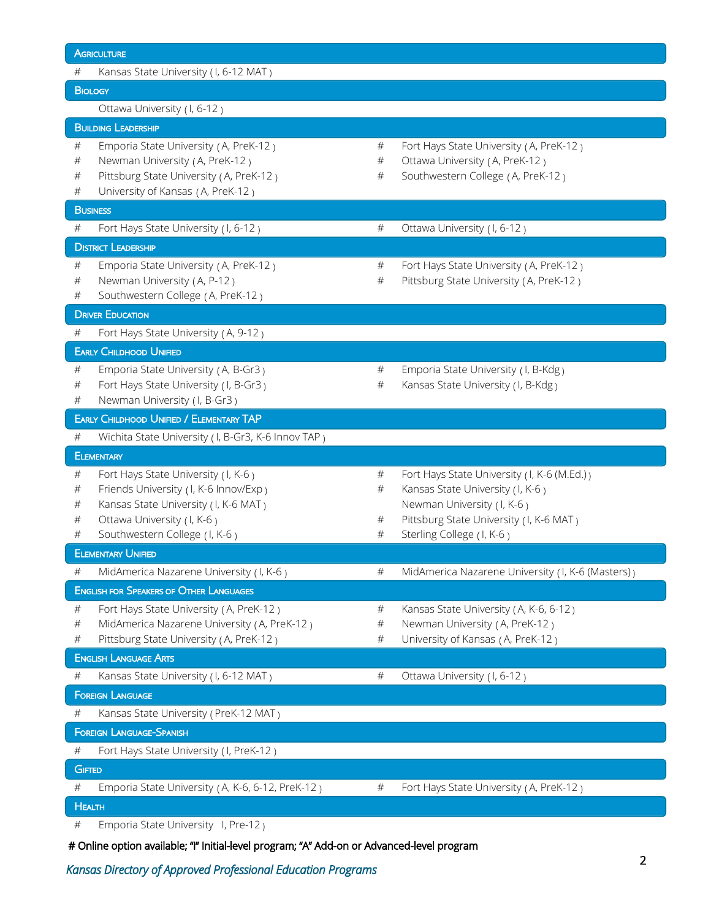## Agriculture

- # Kansas State University (I, 6-12 MAT)

## Biology

- Ottawa University (I, 6-12)

## Building Leadership

- # Emporia State University (A, PreK-12)
- # Newman University (A, PreK-12)
- # Pittsburg State University (A, PreK-12)
- # University of Kansas (A, PreK-12)
- # Fort Hays State University (A, PreK-12)
- # Ottawa University (A, PreK-12)
- # Southwestern College (A, PreK-12)

## Business

- # Fort Hays State University (I, 6-12)
- # Ottawa University (I, 6-12)

## District Leadership

- # Emporia State University (A, PreK-12)
- # Newman University (A, P-12)
- # Southwestern College (A, PreK-12)
- # Fort Hays State University (A, PreK-12)
- # Pittsburg State University (A, PreK-12)

## Driver Education

- # Fort Hays State University (A, 9-12)

## Early Childhood Unified

- # Emporia State University (A, B-Gr3)
- # Fort Hays State University (I, B-Gr3)
- # Newman University (I, B-Gr3)
- # Emporia State University (I, B-Kdg)
- # Kansas State University (I, B-Kdg)

## Early Childhood Unified / Elementary TAP

- # Wichita State University (I, B-Gr3, K-6 Innov TAP)

## Elementary

- # Fort Hays State University (I, K-6)
- # Friends University (I, K-6 Innov/Exp)
- # Kansas State University (I, K-6 MAT)
- # Ottawa University (I, K-6)
- # Southwestern College (I, K-6)
- # Fort Hays State University (I, K-6 (M.Ed.))
- # Kansas State University (I, K-6)
- Newman University (I, K-6)
- # Pittsburg State University (I, K-6 MAT)
- # Sterling College (I, K-6)

## Elementary Unified

- # MidAmerica Nazarene University (I, K-6)
- # MidAmerica Nazarene University (I, K-6 (Masters))

## English for Speakers of Other Languages

- # Fort Hays State University (A, PreK-12)
- # MidAmerica Nazarene University (A, PreK-12)
- # Pittsburg State University (A, PreK-12)
- # Kansas State University (A, K-6, 6-12)
- # Newman University (A, PreK-12)
- # University of Kansas (A, PreK-12)

## English Language Arts

- # Kansas State University (I, 6-12 MAT)
- # Ottawa University (I, 6-12)

## Foreign Language

- # Kansas State University (PreK-12 MAT)

## Foreign Language-Spanish

- # Fort Hays State University (I, PreK-12)

## Gifted

- # Emporia State University (A, K-6, 6-12, PreK-12)
- # Fort Hays State University (A, PreK-12)

## Health

- # Emporia State University I, Pre-12)

**# Online option available; "I" Initial-level program; "A" Add-on or Advanced-level program**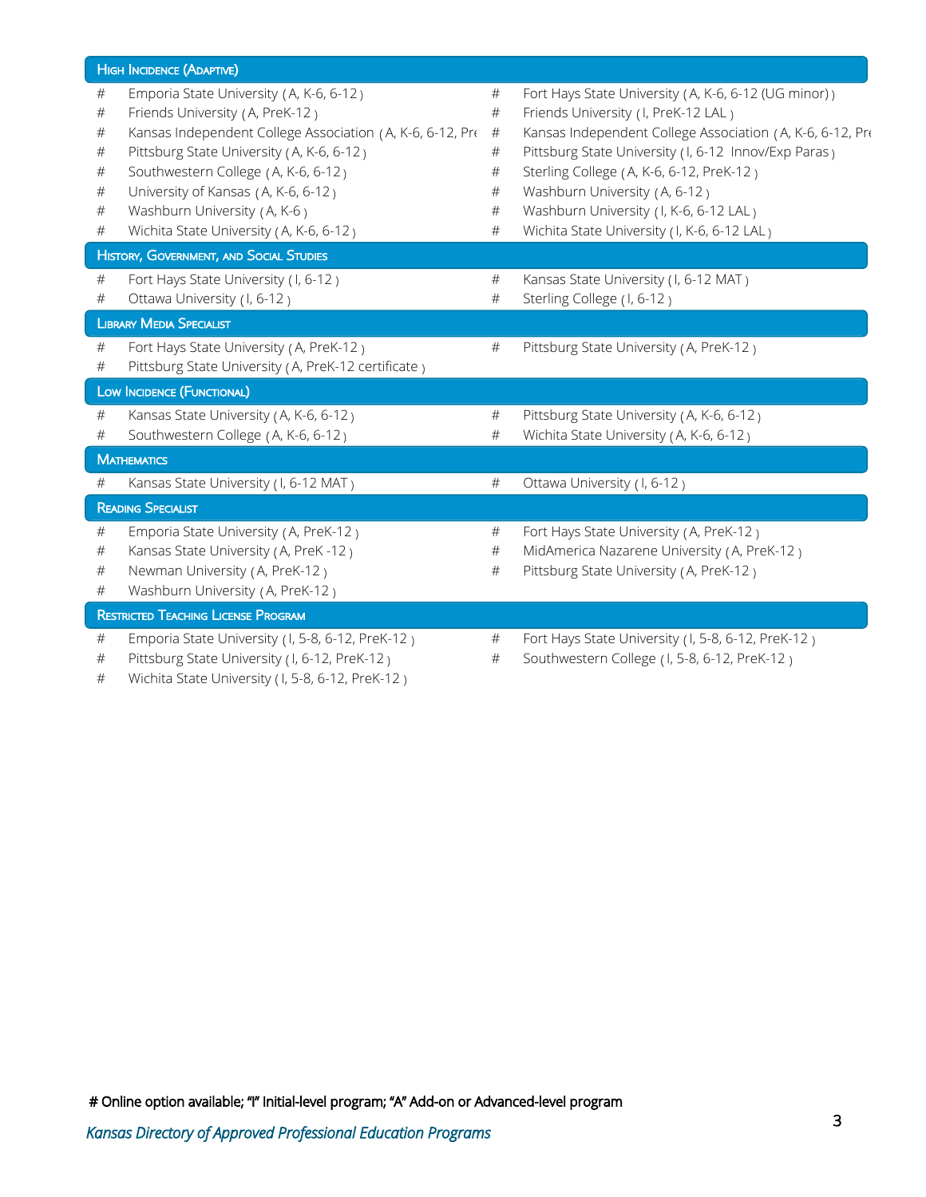## High Incidence (Adaptive)

- # Emporia State University ( A, K-6, 6-12 )
- # Friends University ( A, PreK-12 )
- # Kansas Independent College Association ( A, K-6, 6-12, Pre
- # Pittsburg State University ( A, K-6, 6-12 )
- # Southwestern College ( A, K-6, 6-12 )
- # University of Kansas ( A, K-6, 6-12 )
- # Washburn University ( A, K-6 )
- # Wichita State University ( A, K-6, 6-12 )
- # Fort Hays State University ( A, K-6, 6-12 (UG minor) )
- # Friends University ( I, PreK-12 LAL )
- # Kansas Independent College Association ( A, K-6, 6-12, Pre
- # Pittsburg State University ( I, 6-12 Innov/Exp Paras )
- # Sterling College ( A, K-6, 6-12, PreK-12 )
- # Washburn University ( A, 6-12 )
- # Washburn University ( I, K-6, 6-12 LAL )
- # Wichita State University ( I, K-6, 6-12 LAL )

## History, Government, and Social Studies

- # Fort Hays State University ( I, 6-12 )
- # Ottawa University ( I, 6-12 )
- # Kansas State University ( I, 6-12 MAT )
- # Sterling College ( I, 6-12 )

## Library Media Specialist

- # Fort Hays State University ( A, PreK-12 )
- # Pittsburg State University ( A, PreK-12 certificate )
- # Pittsburg State University ( A, PreK-12 )

## Low Incidence (Functional)

- # Kansas State University ( A, K-6, 6-12 )
- # Southwestern College ( A, K-6, 6-12 )
- # Pittsburg State University ( A, K-6, 6-12 )
- # Wichita State University ( A, K-6, 6-12 )

## Mathematics

- # Kansas State University ( I, 6-12 MAT )
- # Ottawa University ( I, 6-12 )

## Reading Specialist

- # Emporia State University ( A, PreK-12 )
- # Kansas State University ( A, PreK -12 )
- # Newman University ( A, PreK-12 )
- # Washburn University ( A, PreK-12 )
- # Fort Hays State University ( A, PreK-12 )
- # MidAmerica Nazarene University ( A, PreK-12 )
- # Pittsburg State University ( A, PreK-12 )

## Restricted Teaching License Program

- # Emporia State University ( I, 5-8, 6-12, PreK-12 )
- # Pittsburg State University ( I, 6-12, PreK-12 )
- # Wichita State University ( I, 5-8, 6-12, PreK-12 )
- # Fort Hays State University ( I, 5-8, 6-12, PreK-12 )
- # Southwestern College ( I, 5-8, 6-12, PreK-12 )

**# Online option available; "I" Initial-level program; "A" Add-on or Advanced-level program**